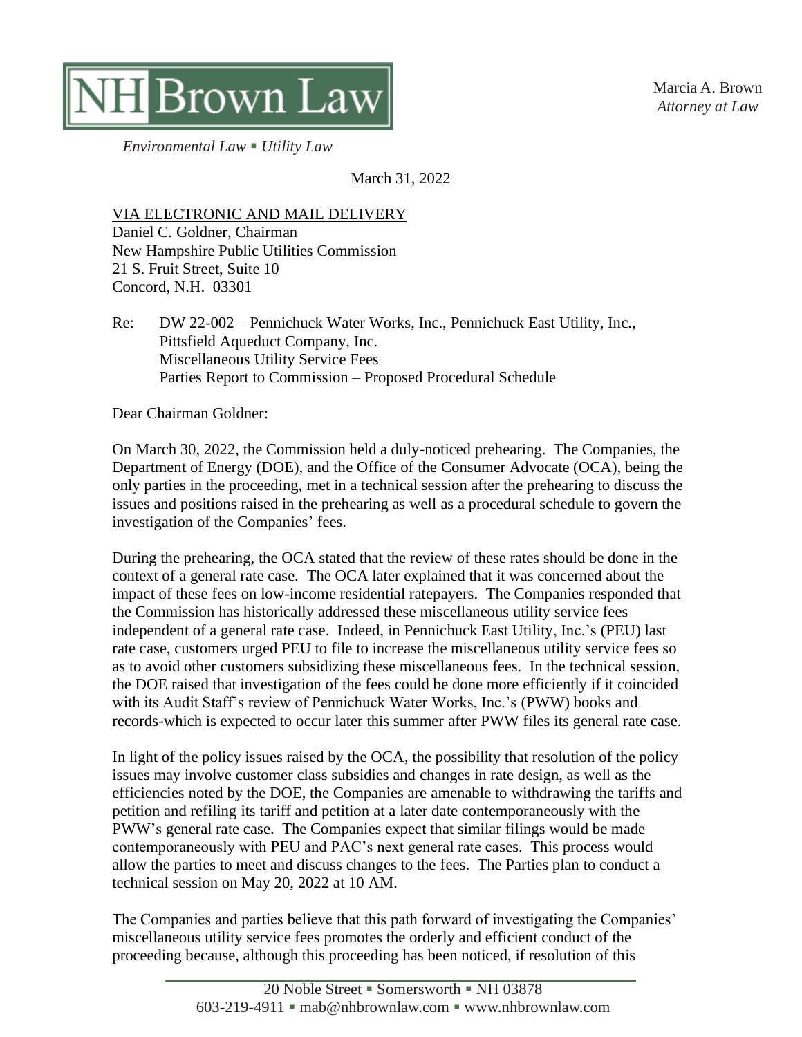NH Brown Law

*Environmental Law ▪ Utility Law*

Marcia A. Brown
*Attorney at Law*

March 31, 2022

VIA ELECTRONIC AND MAIL DELIVERY
Daniel C. Goldner, Chairman
New Hampshire Public Utilities Commission
21 S. Fruit Street, Suite 10
Concord, N.H. 03301

Re: DW 22-002 – Pennichuck Water Works, Inc., Pennichuck East Utility, Inc., Pittsfield Aqueduct Company, Inc.
Miscellaneous Utility Service Fees
Parties Report to Commission – Proposed Procedural Schedule

Dear Chairman Goldner:

On March 30, 2022, the Commission held a duly-noticed prehearing. The Companies, the Department of Energy (DOE), and the Office of the Consumer Advocate (OCA), being the only parties in the proceeding, met in a technical session after the prehearing to discuss the issues and positions raised in the prehearing as well as a procedural schedule to govern the investigation of the Companies' fees.

During the prehearing, the OCA stated that the review of these rates should be done in the context of a general rate case. The OCA later explained that it was concerned about the impact of these fees on low-income residential ratepayers. The Companies responded that the Commission has historically addressed these miscellaneous utility service fees independent of a general rate case. Indeed, in Pennichuck East Utility, Inc.'s (PEU) last rate case, customers urged PEU to file to increase the miscellaneous utility service fees so as to avoid other customers subsidizing these miscellaneous fees. In the technical session, the DOE raised that investigation of the fees could be done more efficiently if it coincided with its Audit Staff's review of Pennichuck Water Works, Inc.'s (PWW) books and records-which is expected to occur later this summer after PWW files its general rate case.

In light of the policy issues raised by the OCA, the possibility that resolution of the policy issues may involve customer class subsidies and changes in rate design, as well as the efficiencies noted by the DOE, the Companies are amenable to withdrawing the tariffs and petition and refiling its tariff and petition at a later date contemporaneously with the PWW's general rate case. The Companies expect that similar filings would be made contemporaneously with PEU and PAC's next general rate cases. This process would allow the parties to meet and discuss changes to the fees. The Parties plan to conduct a technical session on May 20, 2022 at 10 AM.

The Companies and parties believe that this path forward of investigating the Companies' miscellaneous utility service fees promotes the orderly and efficient conduct of the proceeding because, although this proceeding has been noticed, if resolution of this

20 Noble Street ▪ Somersworth ▪ NH 03878
603-219-4911 ▪ mab@nhbrownlaw.com ▪ www.nhbrownlaw.com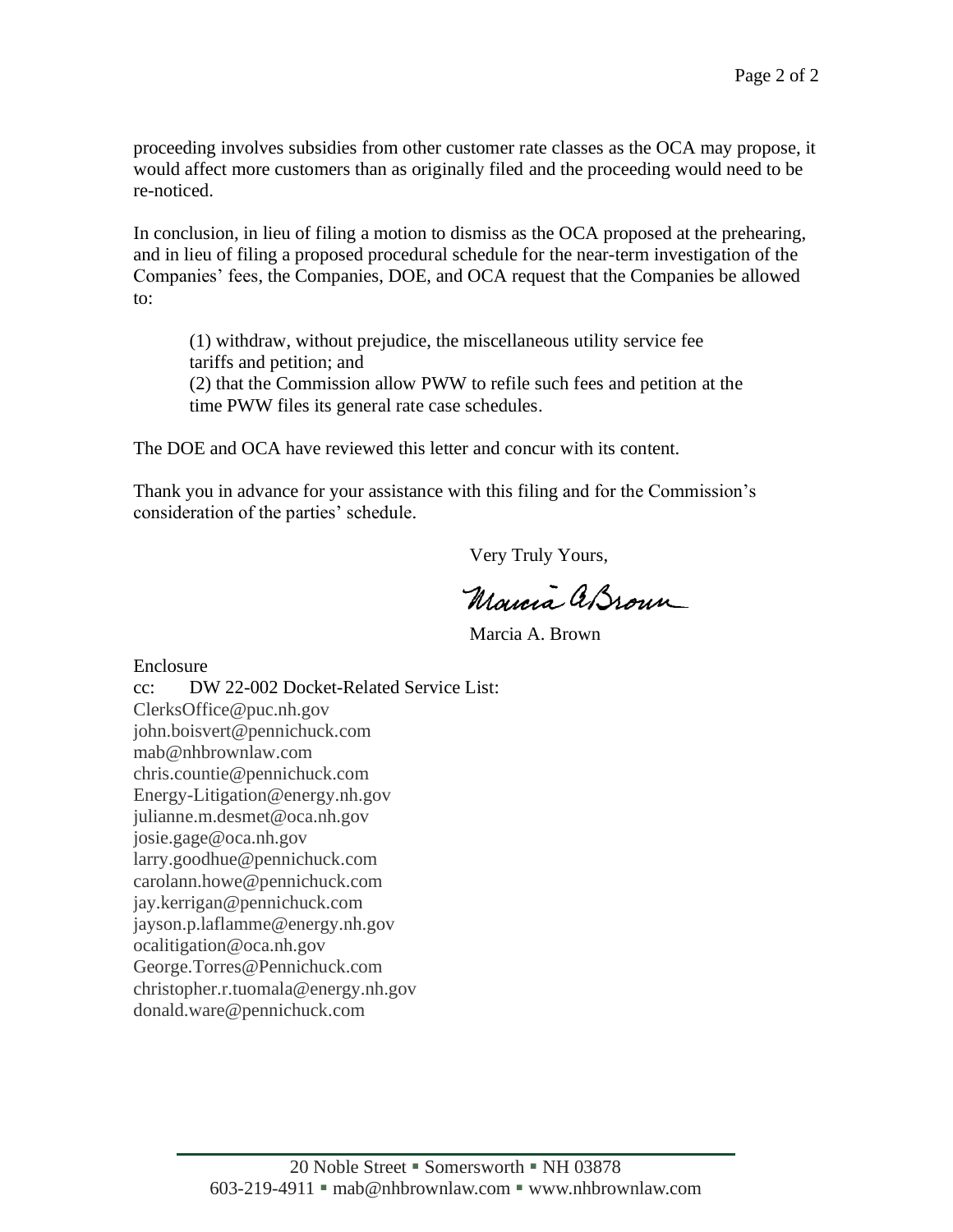proceeding involves subsidies from other customer rate classes as the OCA may propose, it would affect more customers than as originally filed and the proceeding would need to be re-noticed.

In conclusion, in lieu of filing a motion to dismiss as the OCA proposed at the prehearing, and in lieu of filing a proposed procedural schedule for the near-term investigation of the Companies' fees, the Companies, DOE, and OCA request that the Companies be allowed to:

> (1) withdraw, without prejudice, the miscellaneous utility service fee tariffs and petition; and
> (2) that the Commission allow PWW to refile such fees and petition at the time PWW files its general rate case schedules.

The DOE and OCA have reviewed this letter and concur with its content.

Thank you in advance for your assistance with this filing and for the Commission's consideration of the parties' schedule.

Very Truly Yours,

Marcia A. Brown

Marcia A. Brown

Enclosure

cc: DW 22-002 Docket-Related Service List:
ClerksOffice@puc.nh.gov
john.boisvert@pennichuck.com
mab@nhbrownlaw.com
chris.countie@pennichuck.com
Energy-Litigation@energy.nh.gov
julianne.m.desmet@oca.nh.gov
josie.gage@oca.nh.gov
larry.goodhue@pennichuck.com
carolann.howe@pennichuck.com
jay.kerrigan@pennichuck.com
jayson.p.laflamme@energy.nh.gov
ocalitigation@oca.nh.gov
George.Torres@Pennichuck.com
christopher.r.tuomala@energy.nh.gov
donald.ware@pennichuck.com

20 Noble Street ▪ Somersworth ▪ NH 03878
603-219-4911 ▪ mab@nhbrownlaw.com ▪ www.nhbrownlaw.com